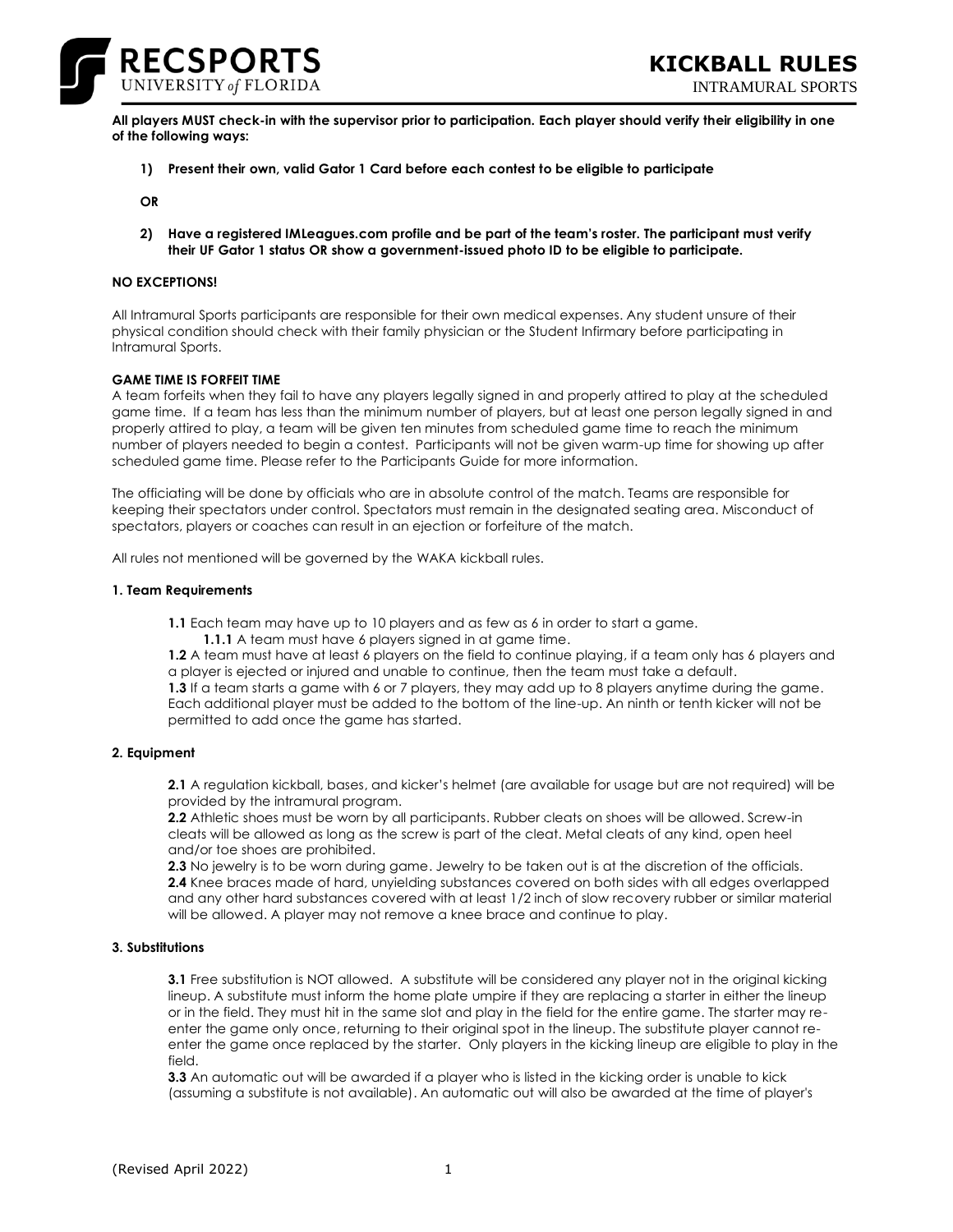# KICKBALL RULES

INTRAMURAL SPORTS

**All players MUST check-in with the supervisor prior to participation. Each player should verify their eligibility in one of the following ways:**

**1) Present their own, valid Gator 1 Card before each contest to be eligible to participate**

**OR**

**2) Have a registered IMLeagues.com profile and be part of the team's roster. The participant must verify their UF Gator 1 status OR show a government-issued photo ID to be eligible to participate.**

**NO EXCEPTIONS!**

All Intramural Sports participants are responsible for their own medical expenses. Any student unsure of their physical condition should check with their family physician or the Student Infirmary before participating in Intramural Sports.

**GAME TIME IS FORFEIT TIME**

A team forfeits when they fail to have any players legally signed in and properly attired to play at the scheduled game time. If a team has less than the minimum number of players, but at least one person legally signed in and properly attired to play, a team will be given ten minutes from scheduled game time to reach the minimum number of players needed to begin a contest. Participants will not be given warm-up time for showing up after scheduled game time. Please refer to the Participants Guide for more information.

The officiating will be done by officials who are in absolute control of the match. Teams are responsible for keeping their spectators under control. Spectators must remain in the designated seating area. Misconduct of spectators, players or coaches can result in an ejection or forfeiture of the match.

All rules not mentioned will be governed by the WAKA kickball rules.

**1. Team Requirements**

**1.1** Each team may have up to 10 players and as few as 6 in order to start a game.

**1.1.1** A team must have 6 players signed in at game time.

**1.2** A team must have at least 6 players on the field to continue playing, if a team only has 6 players and a player is ejected or injured and unable to continue, then the team must take a default.

**1.3** If a team starts a game with 6 or 7 players, they may add up to 8 players anytime during the game. Each additional player must be added to the bottom of the line-up. An ninth or tenth kicker will not be permitted to add once the game has started.

**2. Equipment**

**2.1** A regulation kickball, bases, and kicker's helmet (are available for usage but are not required) will be provided by the intramural program.

**2.2** Athletic shoes must be worn by all participants. Rubber cleats on shoes will be allowed. Screw-in cleats will be allowed as long as the screw is part of the cleat. Metal cleats of any kind, open heel and/or toe shoes are prohibited.

**2.3** No jewelry is to be worn during game. Jewelry to be taken out is at the discretion of the officials.

**2.4** Knee braces made of hard, unyielding substances covered on both sides with all edges overlapped and any other hard substances covered with at least 1/2 inch of slow recovery rubber or similar material will be allowed. A player may not remove a knee brace and continue to play.

**3. Substitutions**

**3.1** Free substitution is NOT allowed. A substitute will be considered any player not in the original kicking lineup. A substitute must inform the home plate umpire if they are replacing a starter in either the lineup or in the field. They must hit in the same slot and play in the field for the entire game. The starter may re-enter the game only once, returning to their original spot in the lineup. The substitute player cannot re-enter the game once replaced by the starter. Only players in the kicking lineup are eligible to play in the field.

**3.3** An automatic out will be awarded if a player who is listed in the kicking order is unable to kick (assuming a substitute is not available). An automatic out will also be awarded at the time of player's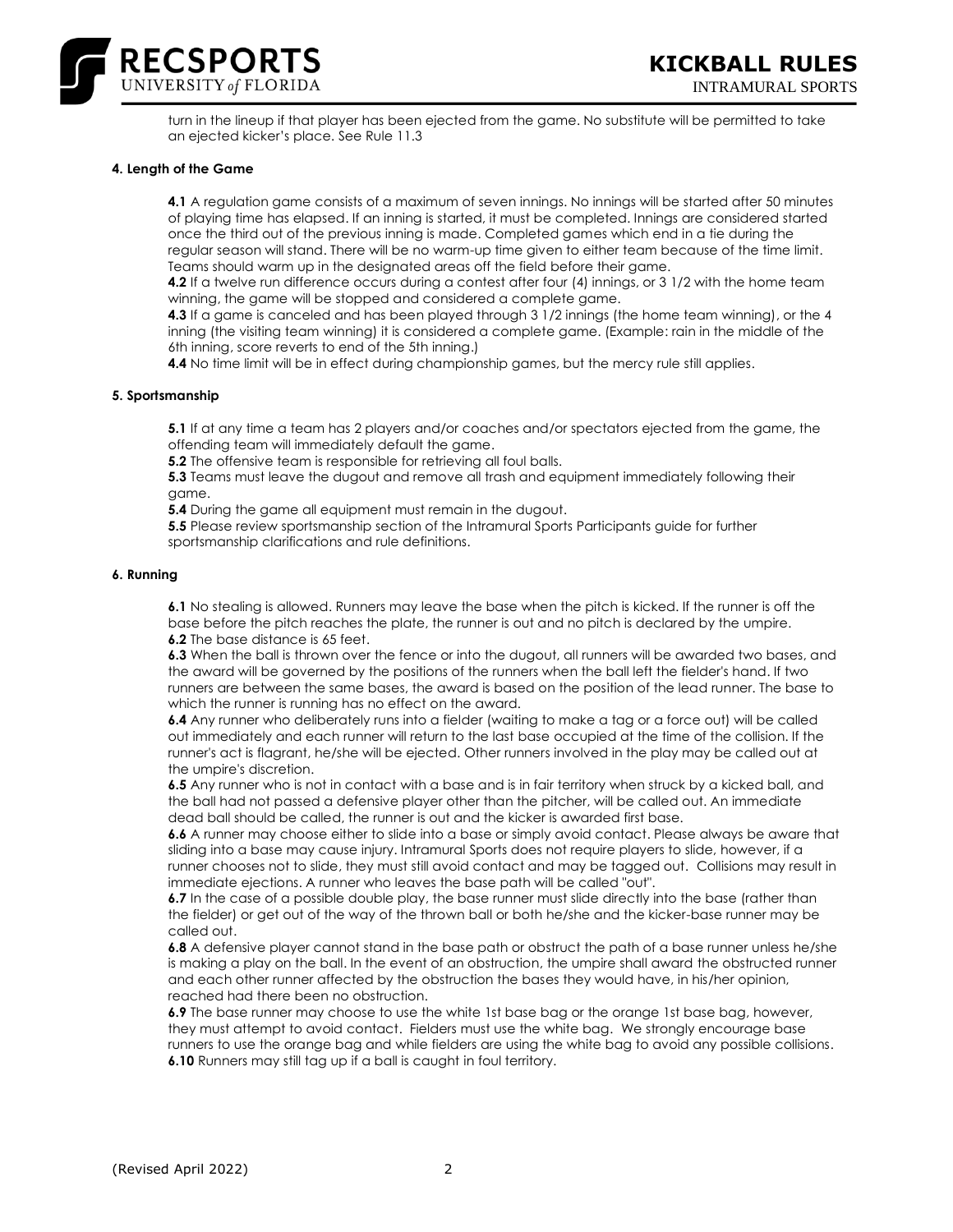turn in the lineup if that player has been ejected from the game. No substitute will be permitted to take an ejected kicker's place. See Rule 11.3

**4. Length of the Game**

**4.1** A regulation game consists of a maximum of seven innings. No innings will be started after 50 minutes of playing time has elapsed. If an inning is started, it must be completed. Innings are considered started once the third out of the previous inning is made. Completed games which end in a tie during the regular season will stand. There will be no warm-up time given to either team because of the time limit. Teams should warm up in the designated areas off the field before their game.

**4.2** If a twelve run difference occurs during a contest after four (4) innings, or 3 1/2 with the home team winning, the game will be stopped and considered a complete game.

**4.3** If a game is canceled and has been played through 3 1/2 innings (the home team winning), or the 4 inning (the visiting team winning) it is considered a complete game. (Example: rain in the middle of the 6th inning, score reverts to end of the 5th inning.)

**4.4** No time limit will be in effect during championship games, but the mercy rule still applies.

**5. Sportsmanship**

**5.1** If at any time a team has 2 players and/or coaches and/or spectators ejected from the game, the offending team will immediately default the game.

**5.2** The offensive team is responsible for retrieving all foul balls.

**5.3** Teams must leave the dugout and remove all trash and equipment immediately following their game.

**5.4** During the game all equipment must remain in the dugout.

**5.5** Please review sportsmanship section of the Intramural Sports Participants guide for further sportsmanship clarifications and rule definitions.

**6. Running**

**6.1** No stealing is allowed. Runners may leave the base when the pitch is kicked. If the runner is off the base before the pitch reaches the plate, the runner is out and no pitch is declared by the umpire.

**6.2** The base distance is 65 feet.

**6.3** When the ball is thrown over the fence or into the dugout, all runners will be awarded two bases, and the award will be governed by the positions of the runners when the ball left the fielder's hand. If two runners are between the same bases, the award is based on the position of the lead runner. The base to which the runner is running has no effect on the award.

**6.4** Any runner who deliberately runs into a fielder (waiting to make a tag or a force out) will be called out immediately and each runner will return to the last base occupied at the time of the collision. If the runner's act is flagrant, he/she will be ejected. Other runners involved in the play may be called out at the umpire's discretion.

**6.5** Any runner who is not in contact with a base and is in fair territory when struck by a kicked ball, and the ball had not passed a defensive player other than the pitcher, will be called out. An immediate dead ball should be called, the runner is out and the kicker is awarded first base.

**6.6** A runner may choose either to slide into a base or simply avoid contact. Please always be aware that sliding into a base may cause injury. Intramural Sports does not require players to slide, however, if a runner chooses not to slide, they must still avoid contact and may be tagged out. Collisions may result in immediate ejections. A runner who leaves the base path will be called "out".

**6.7** In the case of a possible double play, the base runner must slide directly into the base (rather than the fielder) or get out of the way of the thrown ball or both he/she and the kicker-base runner may be called out.

**6.8** A defensive player cannot stand in the base path or obstruct the path of a base runner unless he/she is making a play on the ball. In the event of an obstruction, the umpire shall award the obstructed runner and each other runner affected by the obstruction the bases they would have, in his/her opinion, reached had there been no obstruction.

**6.9** The base runner may choose to use the white 1st base bag or the orange 1st base bag, however, they must attempt to avoid contact. Fielders must use the white bag. We strongly encourage base runners to use the orange bag and while fielders are using the white bag to avoid any possible collisions.

**6.10** Runners may still tag up if a ball is caught in foul territory.

(Revised April 2022)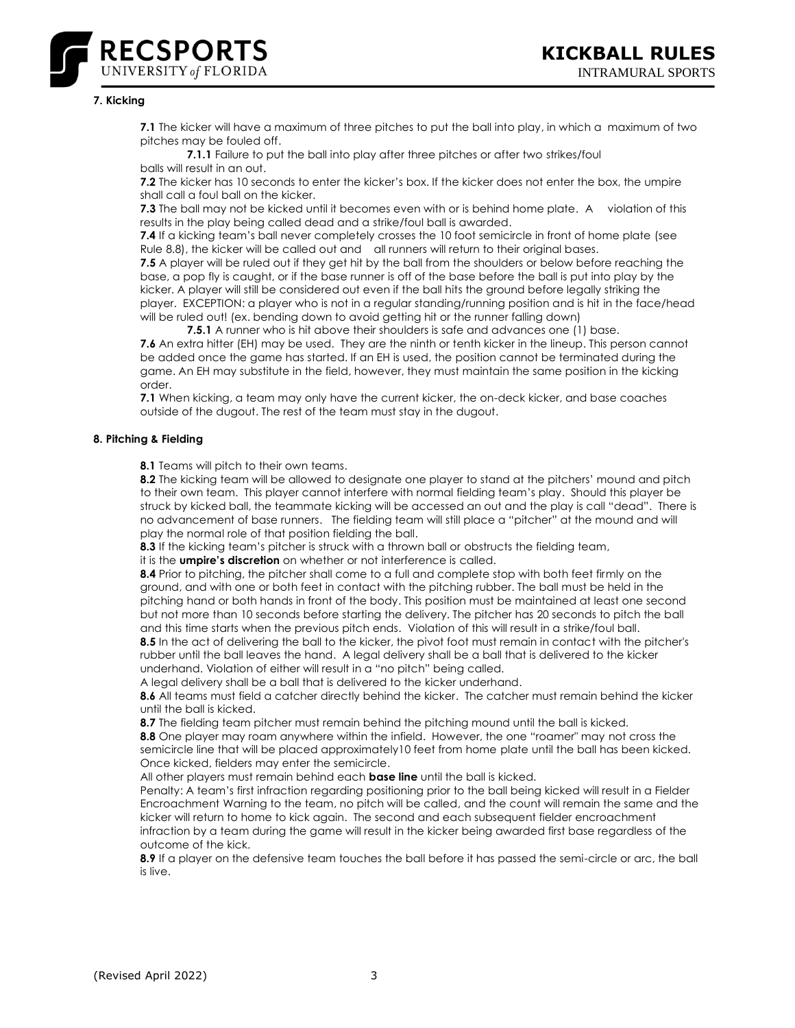## 7. Kicking

**7.1** The kicker will have a maximum of three pitches to put the ball into play, in which a maximum of two pitches may be fouled off.

**7.1.1** Failure to put the ball into play after three pitches or after two strikes/foul balls will result in an out.

**7.2** The kicker has 10 seconds to enter the kicker's box. If the kicker does not enter the box, the umpire shall call a foul ball on the kicker.

**7.3** The ball may not be kicked until it becomes even with or is behind home plate. A violation of this results in the play being called dead and a strike/foul ball is awarded.

**7.4** If a kicking team's ball never completely crosses the 10 foot semicircle in front of home plate (see Rule 8.8), the kicker will be called out and all runners will return to their original bases.

**7.5** A player will be ruled out if they get hit by the ball from the shoulders or below before reaching the base, a pop fly is caught, or if the base runner is off of the base before the ball is put into play by the kicker. A player will still be considered out even if the ball hits the ground before legally striking the player. EXCEPTION: a player who is not in a regular standing/running position and is hit in the face/head will be ruled out! (ex. bending down to avoid getting hit or the runner falling down)

**7.5.1** A runner who is hit above their shoulders is safe and advances one (1) base.

**7.6** An extra hitter (EH) may be used. They are the ninth or tenth kicker in the lineup. This person cannot be added once the game has started. If an EH is used, the position cannot be terminated during the game. An EH may substitute in the field, however, they must maintain the same position in the kicking order.

**7.1** When kicking, a team may only have the current kicker, the on-deck kicker, and base coaches outside of the dugout. The rest of the team must stay in the dugout.

## 8. Pitching & Fielding

**8.1** Teams will pitch to their own teams.

**8.2** The kicking team will be allowed to designate one player to stand at the pitchers' mound and pitch to their own team. This player cannot interfere with normal fielding team's play. Should this player be struck by kicked ball, the teammate kicking will be accessed an out and the play is call "dead". There is no advancement of base runners. The fielding team will still place a "pitcher" at the mound and will play the normal role of that position fielding the ball.

**8.3** If the kicking team's pitcher is struck with a thrown ball or obstructs the fielding team, it is the **umpire's discretion** on whether or not interference is called.

**8.4** Prior to pitching, the pitcher shall come to a full and complete stop with both feet firmly on the ground, and with one or both feet in contact with the pitching rubber. The ball must be held in the pitching hand or both hands in front of the body. This position must be maintained at least one second but not more than 10 seconds before starting the delivery. The pitcher has 20 seconds to pitch the ball and this time starts when the previous pitch ends. Violation of this will result in a strike/foul ball.

**8.5** In the act of delivering the ball to the kicker, the pivot foot must remain in contact with the pitcher's rubber until the ball leaves the hand. A legal delivery shall be a ball that is delivered to the kicker underhand. Violation of either will result in a "no pitch" being called.

A legal delivery shall be a ball that is delivered to the kicker underhand.

**8.6** All teams must field a catcher directly behind the kicker. The catcher must remain behind the kicker until the ball is kicked.

**8.7** The fielding team pitcher must remain behind the pitching mound until the ball is kicked.

**8.8** One player may roam anywhere within the infield. However, the one "roamer" may not cross the semicircle line that will be placed approximately10 feet from home plate until the ball has been kicked. Once kicked, fielders may enter the semicircle.

All other players must remain behind each **base line** until the ball is kicked.

Penalty: A team's first infraction regarding positioning prior to the ball being kicked will result in a Fielder Encroachment Warning to the team, no pitch will be called, and the count will remain the same and the kicker will return to home to kick again. The second and each subsequent fielder encroachment infraction by a team during the game will result in the kicker being awarded first base regardless of the outcome of the kick.

**8.9** If a player on the defensive team touches the ball before it has passed the semi-circle or arc, the ball is live.

(Revised April 2022)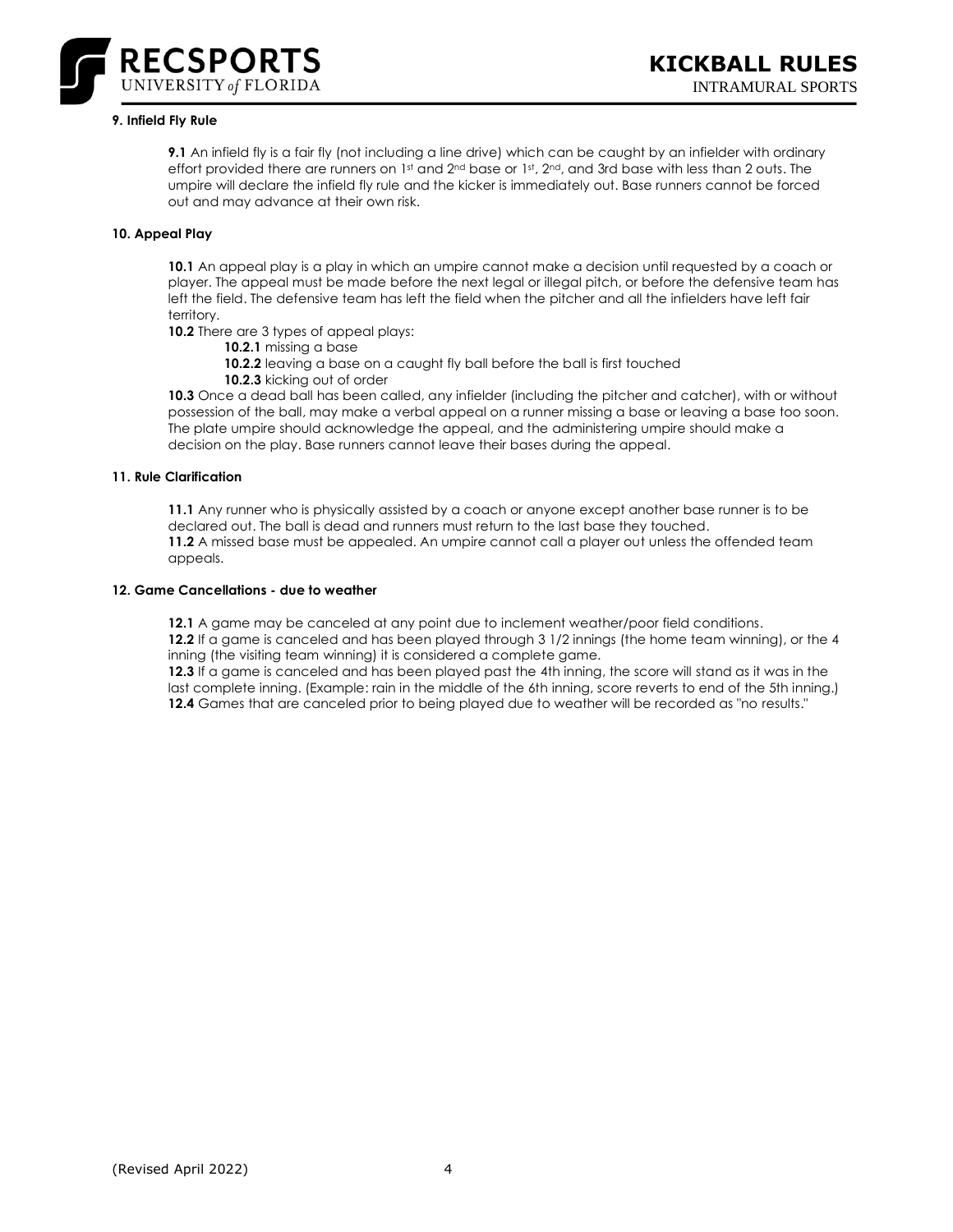### 9. Infield Fly Rule

**9.1** An infield fly is a fair fly (not including a line drive) which can be caught by an infielder with ordinary effort provided there are runners on 1st and 2nd base or 1st, 2nd, and 3rd base with less than 2 outs. The umpire will declare the infield fly rule and the kicker is immediately out. Base runners cannot be forced out and may advance at their own risk.

### 10. Appeal Play

**10.1** An appeal play is a play in which an umpire cannot make a decision until requested by a coach or player. The appeal must be made before the next legal or illegal pitch, or before the defensive team has left the field. The defensive team has left the field when the pitcher and all the infielders have left fair territory.

**10.2** There are 3 types of appeal plays:

- **10.2.1** missing a base
- **10.2.2** leaving a base on a caught fly ball before the ball is first touched
- **10.2.3** kicking out of order

**10.3** Once a dead ball has been called, any infielder (including the pitcher and catcher), with or without possession of the ball, may make a verbal appeal on a runner missing a base or leaving a base too soon. The plate umpire should acknowledge the appeal, and the administering umpire should make a decision on the play. Base runners cannot leave their bases during the appeal.

### 11. Rule Clarification

**11.1** Any runner who is physically assisted by a coach or anyone except another base runner is to be declared out. The ball is dead and runners must return to the last base they touched.

**11.2** A missed base must be appealed. An umpire cannot call a player out unless the offended team appeals.

### 12. Game Cancellations - due to weather

**12.1** A game may be canceled at any point due to inclement weather/poor field conditions.

**12.2** If a game is canceled and has been played through 3 1/2 innings (the home team winning), or the 4 inning (the visiting team winning) it is considered a complete game.

**12.3** If a game is canceled and has been played past the 4th inning, the score will stand as it was in the last complete inning. (Example: rain in the middle of the 6th inning, score reverts to end of the 5th inning.)

**12.4** Games that are canceled prior to being played due to weather will be recorded as "no results."

(Revised April 2022)